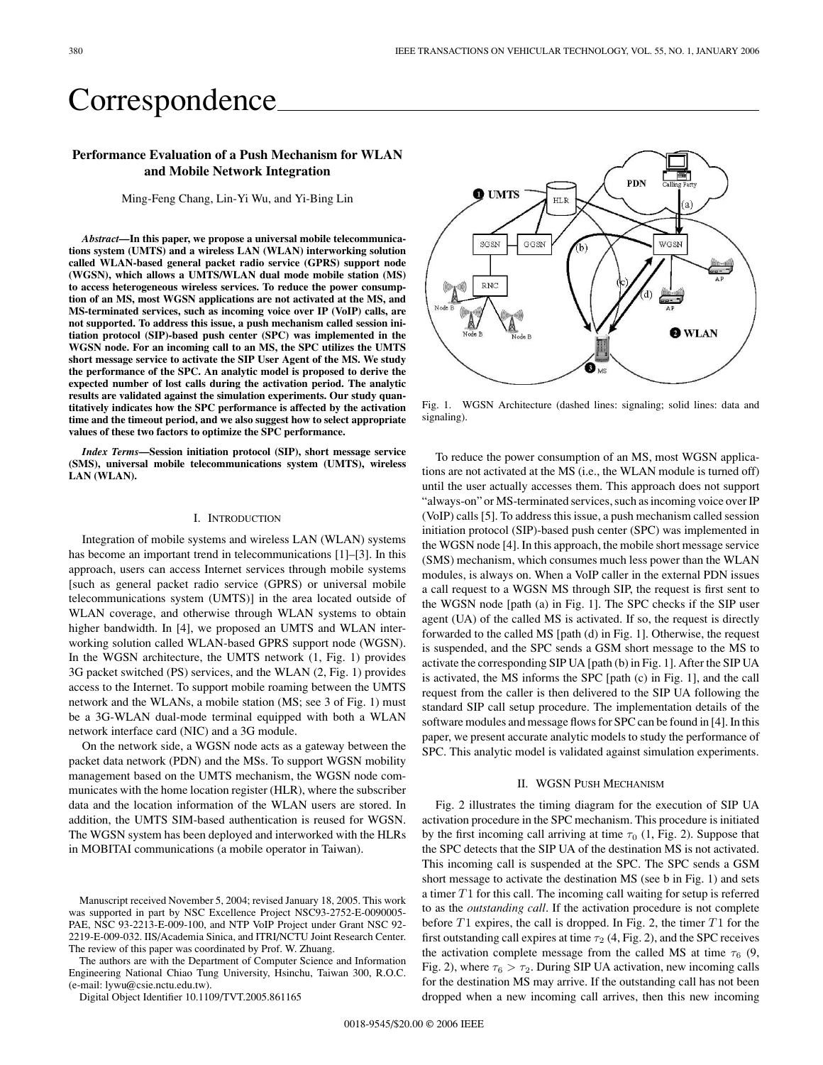# Correspondence

## Performance Evaluation of a Push Mechanism for WLAN and Mobile Network Integration

Ming-Feng Chang, Lin-Yi Wu, and Yi-Bing Lin

***Abstract*—In this paper, we propose a universal mobile telecommunications system (UMTS) and a wireless LAN (WLAN) interworking solution called WLAN-based general packet radio service (GPRS) support node (WGSN), which allows a UMTS/WLAN dual mode mobile station (MS) to access heterogeneous wireless services. To reduce the power consumption of an MS, most WGSN applications are not activated at the MS, and MS-terminated services, such as incoming voice over IP (VoIP) calls, are not supported. To address this issue, a push mechanism called session initiation protocol (SIP)-based push center (SPC) was implemented in the WGSN node. For an incoming call to an MS, the SPC utilizes the UMTS short message service to activate the SIP User Agent of the MS. We study the performance of the SPC. An analytic model is proposed to derive the expected number of lost calls during the activation period. The analytic results are validated against the simulation experiments. Our study quantitatively indicates how the SPC performance is affected by the activation time and the timeout period, and we also suggest how to select appropriate values of these two factors to optimize the SPC performance.**

***Index Terms*—Session initiation protocol (SIP), short message service (SMS), universal mobile telecommunications system (UMTS), wireless LAN (WLAN).**

### I. Introduction

Integration of mobile systems and wireless LAN (WLAN) systems has become an important trend in telecommunications [1]–[3]. In this approach, users can access Internet services through mobile systems [such as general packet radio service (GPRS) or universal mobile telecommunications system (UMTS)] in the area located outside of WLAN coverage, and otherwise through WLAN systems to obtain higher bandwidth. In [4], we proposed an UMTS and WLAN interworking solution called WLAN-based GPRS support node (WGSN). In the WGSN architecture, the UMTS network (1, Fig. 1) provides 3G packet switched (PS) services, and the WLAN (2, Fig. 1) provides access to the Internet. To support mobile roaming between the UMTS network and the WLANs, a mobile station (MS; see 3 of Fig. 1) must be a 3G-WLAN dual-mode terminal equipped with both a WLAN network interface card (NIC) and a 3G module.

On the network side, a WGSN node acts as a gateway between the packet data network (PDN) and the MSs. To support WGSN mobility management based on the UMTS mechanism, the WGSN node communicates with the home location register (HLR), where the subscriber data and the location information of the WLAN users are stored. In addition, the UMTS SIM-based authentication is reused for WGSN. The WGSN system has been deployed and interworked with the HLRs in MOBITAI communications (a mobile operator in Taiwan).

Manuscript received November 5, 2004; revised January 18, 2005. This work was supported in part by NSC Excellence Project NSC93-2752-E-0090005-PAE, NSC 93-2213-E-009-100, and NTP VoIP Project under Grant NSC 92-2219-E-009-032. IIS/Academia Sinica, and ITRI/NCTU Joint Research Center. The review of this paper was coordinated by Prof. W. Zhuang.

The authors are with the Department of Computer Science and Information Engineering National Chiao Tung University, Hsinchu, Taiwan 300, R.O.C. (e-mail: lywu@csie.nctu.edu.tw).

Digital Object Identifier 10.1109/TVT.2005.861165

Fig. 1. WGSN Architecture (dashed lines: signaling; solid lines: data and signaling).

To reduce the power consumption of an MS, most WGSN applications are not activated at the MS (i.e., the WLAN module is turned off) until the user actually accesses them. This approach does not support "always-on" or MS-terminated services, such as incoming voice over IP (VoIP) calls [5]. To address this issue, a push mechanism called session initiation protocol (SIP)-based push center (SPC) was implemented in the WGSN node [4]. In this approach, the mobile short message service (SMS) mechanism, which consumes much less power than the WLAN modules, is always on. When a VoIP caller in the external PDN issues a call request to a WGSN MS through SIP, the request is first sent to the WGSN node [path (a) in Fig. 1]. The SPC checks if the SIP user agent (UA) of the called MS is activated. If so, the request is directly forwarded to the called MS [path (d) in Fig. 1]. Otherwise, the request is suspended, and the SPC sends a GSM short message to the MS to activate the corresponding SIP UA [path (b) in Fig. 1]. After the SIP UA is activated, the MS informs the SPC [path (c) in Fig. 1], and the call request from the caller is then delivered to the SIP UA following the standard SIP call setup procedure. The implementation details of the software modules and message flows for SPC can be found in [4]. In this paper, we present accurate analytic models to study the performance of SPC. This analytic model is validated against simulation experiments.

### II. WGSN Push Mechanism

Fig. 2 illustrates the timing diagram for the execution of SIP UA activation procedure in the SPC mechanism. This procedure is initiated by the first incoming call arriving at time $\tau_0$ (1, Fig. 2). Suppose that the SPC detects that the SIP UA of the destination MS is not activated. This incoming call is suspended at the SPC. The SPC sends a GSM short message to activate the destination MS (see b in Fig. 1) and sets a timer $T1$ for this call. The incoming call waiting for setup is referred to as the *outstanding call*. If the activation procedure is not complete before $T1$ expires, the call is dropped. In Fig. 2, the timer $T1$ for the first outstanding call expires at time $\tau_2$ (4, Fig. 2), and the SPC receives the activation complete message from the called MS at time $\tau_6$ (9, Fig. 2), where $\tau_6 > \tau_2$. During SIP UA activation, new incoming calls for the destination MS may arrive. If the outstanding call has not been dropped when a new incoming call arrives, then this new incoming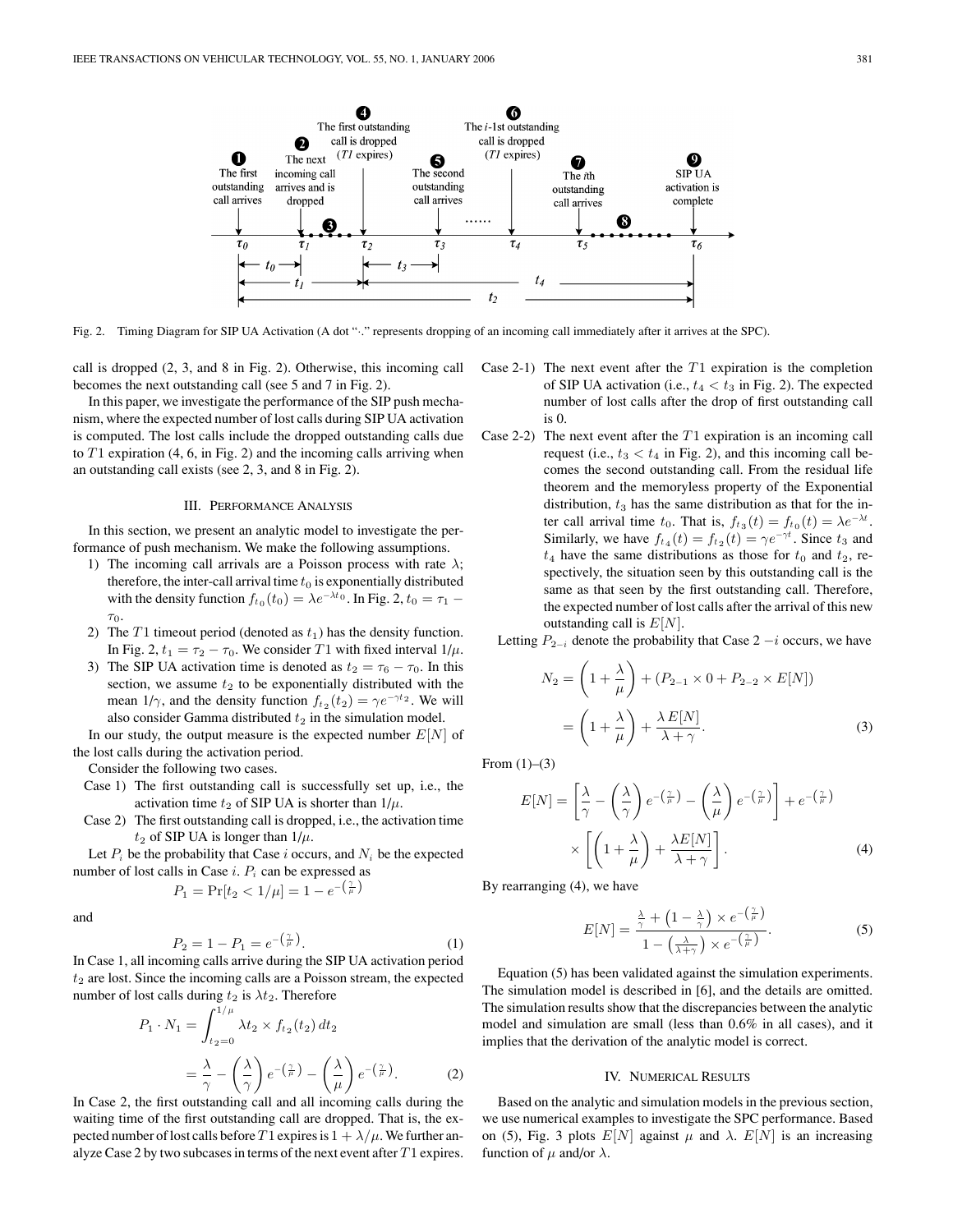Fig. 2. Timing Diagram for SIP UA Activation (A dot "·" represents dropping of an incoming call immediately after it arrives at the SPC).

call is dropped (2, 3, and 8 in Fig. 2). Otherwise, this incoming call becomes the next outstanding call (see 5 and 7 in Fig. 2).

In this paper, we investigate the performance of the SIP push mechanism, where the expected number of lost calls during SIP UA activation is computed. The lost calls include the dropped outstanding calls due to $T1$ expiration (4, 6, in Fig. 2) and the incoming calls arriving when an outstanding call exists (see 2, 3, and 8 in Fig. 2).

## III. Performance Analysis

In this section, we present an analytic model to investigate the performance of push mechanism. We make the following assumptions.

1) The incoming call arrivals are a Poisson process with rate $\lambda$; therefore, the inter-call arrival time $t_0$ is exponentially distributed with the density function $f_{t_0}(t_0) = \lambda e^{-\lambda t_0}$. In Fig. 2, $t_0 = \tau_1 - \tau_0$.
2) The $T1$ timeout period (denoted as $t_1$) has the density function. In Fig. 2, $t_1 = \tau_2 - \tau_0$. We consider $T1$ with fixed interval $1/\mu$.
3) The SIP UA activation time is denoted as $t_2 = \tau_6 - \tau_0$. In this section, we assume $t_2$ to be exponentially distributed with the mean $1/\gamma$, and the density function $f_{t_2}(t_2) = \gamma e^{-\gamma t_2}$. We will also consider Gamma distributed $t_2$ in the simulation model.

In our study, the output measure is the expected number $E[N]$ of the lost calls during the activation period.

Consider the following two cases.

Case 1) The first outstanding call is successfully set up, i.e., the activation time $t_2$ of SIP UA is shorter than $1/\mu$.

Case 2) The first outstanding call is dropped, i.e., the activation time $t_2$ of SIP UA is longer than $1/\mu$.

Let $P_i$ be the probability that Case $i$ occurs, and $N_i$ be the expected number of lost calls in Case $i$. $P_i$ can be expressed as

$$P_1 = \Pr[t_2 < 1/\mu] = 1 - e^{-\left(\frac{\gamma}{\mu}\right)}$$

and

$$P_2 = 1 - P_1 = e^{-\left(\frac{\gamma}{\mu}\right)}. \tag{1}$$

In Case 1, all incoming calls arrive during the SIP UA activation period $t_2$ are lost. Since the incoming calls are a Poisson stream, the expected number of lost calls during $t_2$ is $\lambda t_2$. Therefore

$$\begin{aligned} P_1 \cdot N_1 &= \int_{t_2=0}^{1/\mu} \lambda t_2 \times f_{t_2}(t_2)\, dt_2 \\ &= \frac{\lambda}{\gamma} - \left(\frac{\lambda}{\gamma}\right) e^{-\left(\frac{\gamma}{\mu}\right)} - \left(\frac{\lambda}{\mu}\right) e^{-\left(\frac{\gamma}{\mu}\right)}. \end{aligned} \tag{2}$$

In Case 2, the first outstanding call and all incoming calls during the waiting time of the first outstanding call are dropped. That is, the expected number of lost calls before $T1$ expires is $1 + \lambda/\mu$. We further analyze Case 2 by two subcases in terms of the next event after $T1$ expires.

Case 2-1) The next event after the $T1$ expiration is the completion of SIP UA activation (i.e., $t_4 < t_3$ in Fig. 2). The expected number of lost calls after the drop of first outstanding call is 0.

Case 2-2) The next event after the $T1$ expiration is an incoming call request (i.e., $t_3 < t_4$ in Fig. 2), and this incoming call becomes the second outstanding call. From the residual life theorem and the memoryless property of the Exponential distribution, $t_3$ has the same distribution as that for the inter call arrival time $t_0$. That is, $f_{t_3}(t) = f_{t_0}(t) = \lambda e^{-\lambda t}$. Similarly, we have $f_{t_4}(t) = f_{t_2}(t) = \gamma e^{-\gamma t}$. Since $t_3$ and $t_4$ have the same distributions as those for $t_0$ and $t_2$, respectively, the situation seen by this outstanding call is the same as that seen by the first outstanding call. Therefore, the expected number of lost calls after the arrival of this new outstanding call is $E[N]$.

Letting $P_{2-i}$ denote the probability that Case $2-i$ occurs, we have

$$\begin{aligned} N_2 &= \left(1 + \frac{\lambda}{\mu}\right) + \left(P_{2-1} \times 0 + P_{2-2} \times E[N]\right) \\ &= \left(1 + \frac{\lambda}{\mu}\right) + \frac{\lambda\, E[N]}{\lambda + \gamma}. \end{aligned} \tag{3}$$

From (1)–(3)

$$\begin{aligned} E[N] = &\left[\frac{\lambda}{\gamma} - \left(\frac{\lambda}{\gamma}\right) e^{-\left(\frac{\gamma}{\mu}\right)} - \left(\frac{\lambda}{\mu}\right) e^{-\left(\frac{\gamma}{\mu}\right)}\right] + e^{-\left(\frac{\gamma}{\mu}\right)} \\ &\times \left[\left(1 + \frac{\lambda}{\mu}\right) + \frac{\lambda E[N]}{\lambda + \gamma}\right]. \end{aligned} \tag{4}$$

By rearranging (4), we have

$$E[N] = \frac{\frac{\lambda}{\gamma} + \left(1 - \frac{\lambda}{\gamma}\right) \times e^{-\left(\frac{\gamma}{\mu}\right)}}{1 - \left(\frac{\lambda}{\lambda + \gamma}\right) \times e^{-\left(\frac{\gamma}{\mu}\right)}}. \tag{5}$$

Equation (5) has been validated against the simulation experiments. The simulation model is described in [6], and the details are omitted. The simulation results show that the discrepancies between the analytic model and simulation are small (less than 0.6% in all cases), and it implies that the derivation of the analytic model is correct.

## IV. Numerical Results

Based on the analytic and simulation models in the previous section, we use numerical examples to investigate the SPC performance. Based on (5), Fig. 3 plots $E[N]$ against $\mu$ and $\lambda$. $E[N]$ is an increasing function of $\mu$ and/or $\lambda$.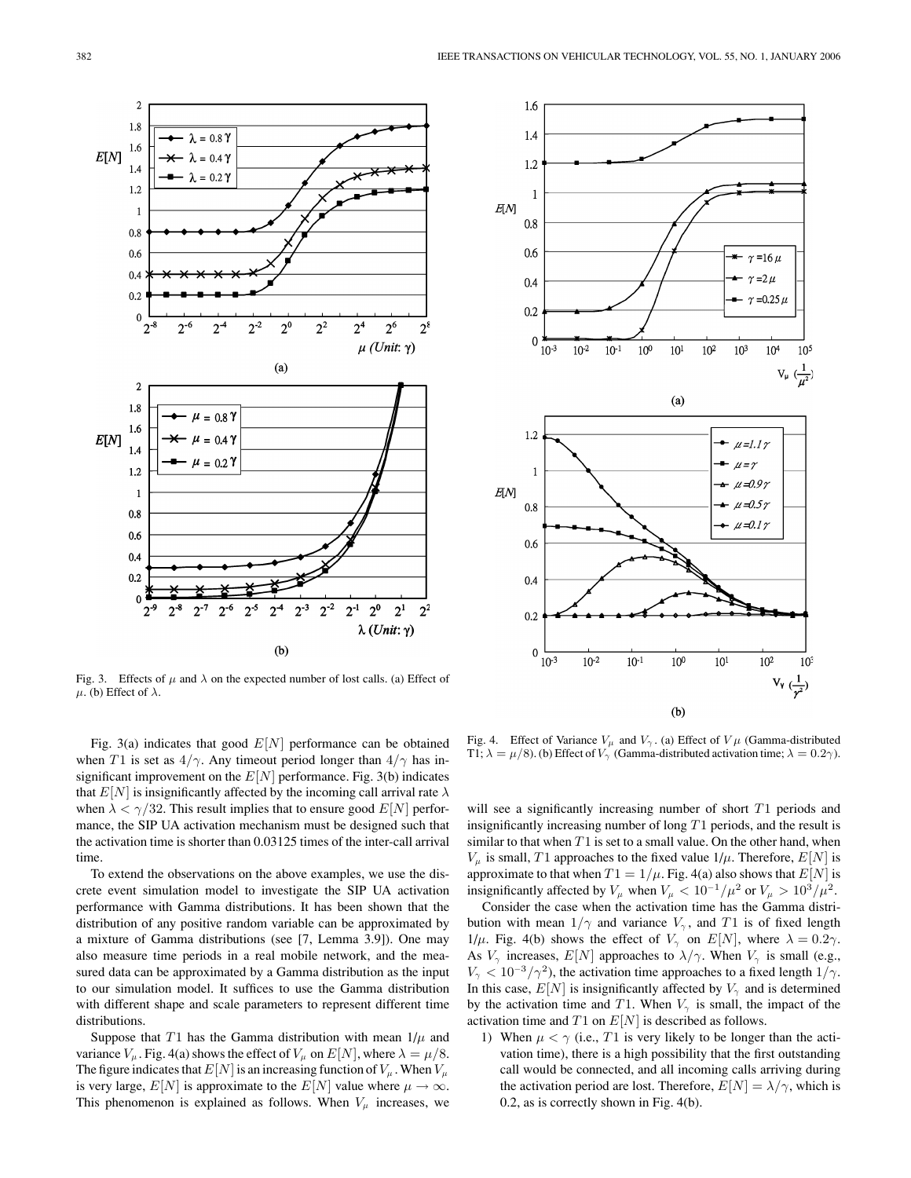Fig. 3. Effects of $\mu$ and $\lambda$ on the expected number of lost calls. (a) Effect of $\mu$. (b) Effect of $\lambda$.

Fig. 4. Effect of Variance $V_\mu$ and $V_\gamma$. (a) Effect of $V\mu$ (Gamma-distributed T1; $\lambda = \mu/8$). (b) Effect of $V_\gamma$ (Gamma-distributed activation time; $\lambda = 0.2\gamma$).

Fig. 3(a) indicates that good $E[N]$ performance can be obtained when $T1$ is set as $4/\gamma$. Any timeout period longer than $4/\gamma$ has insignificant improvement on the $E[N]$ performance. Fig. 3(b) indicates that $E[N]$ is insignificantly affected by the incoming call arrival rate $\lambda$ when $\lambda < \gamma/32$. This result implies that to ensure good $E[N]$ performance, the SIP UA activation mechanism must be designed such that the activation time is shorter than 0.03125 times of the inter-call arrival time.

To extend the observations on the above examples, we use the discrete event simulation model to investigate the SIP UA activation performance with Gamma distributions. It has been shown that the distribution of any positive random variable can be approximated by a mixture of Gamma distributions (see [7, Lemma 3.9]). One may also measure time periods in a real mobile network, and the measured data can be approximated by a Gamma distribution as the input to our simulation model. It suffices to use the Gamma distribution with different shape and scale parameters to represent different time distributions.

Suppose that $T1$ has the Gamma distribution with mean $1/\mu$ and variance $V_\mu$. Fig. 4(a) shows the effect of $V_\mu$ on $E[N]$, where $\lambda = \mu/8$. The figure indicates that $E[N]$ is an increasing function of $V_\mu$. When $V_\mu$ is very large, $E[N]$ is approximate to the $E[N]$ value where $\mu \to \infty$. This phenomenon is explained as follows. When $V_\mu$ increases, we will see a significantly increasing number of short $T1$ periods and insignificantly increasing number of long $T1$ periods, and the result is similar to that when $T1$ is set to a small value. On the other hand, when $V_\mu$ is small, $T1$ approaches to the fixed value $1/\mu$. Therefore, $E[N]$ is approximate to that when $T1 = 1/\mu$. Fig. 4(a) also shows that $E[N]$ is insignificantly affected by $V_\mu$ when $V_\mu < 10^{-1}/\mu^2$ or $V_\mu > 10^3/\mu^2$.

Consider the case when the activation time has the Gamma distribution with mean $1/\gamma$ and variance $V_\gamma$, and $T1$ is of fixed length $1/\mu$. Fig. 4(b) shows the effect of $V_\gamma$ on $E[N]$, where $\lambda = 0.2\gamma$. As $V_\gamma$ increases, $E[N]$ approaches to $\lambda/\gamma$. When $V_\gamma$ is small (e.g., $V_\gamma < 10^{-3}/\gamma^2$), the activation time approaches to a fixed length $1/\gamma$. In this case, $E[N]$ is insignificantly affected by $V_\gamma$ and is determined by the activation time and $T1$. When $V_\gamma$ is small, the impact of the activation time and $T1$ on $E[N]$ is described as follows.

1) When $\mu < \gamma$ (i.e., $T1$ is very likely to be longer than the activation time), there is a high possibility that the first outstanding call would be connected, and all incoming calls arriving during the activation period are lost. Therefore, $E[N] = \lambda/\gamma$, which is 0.2, as is correctly shown in Fig. 4(b).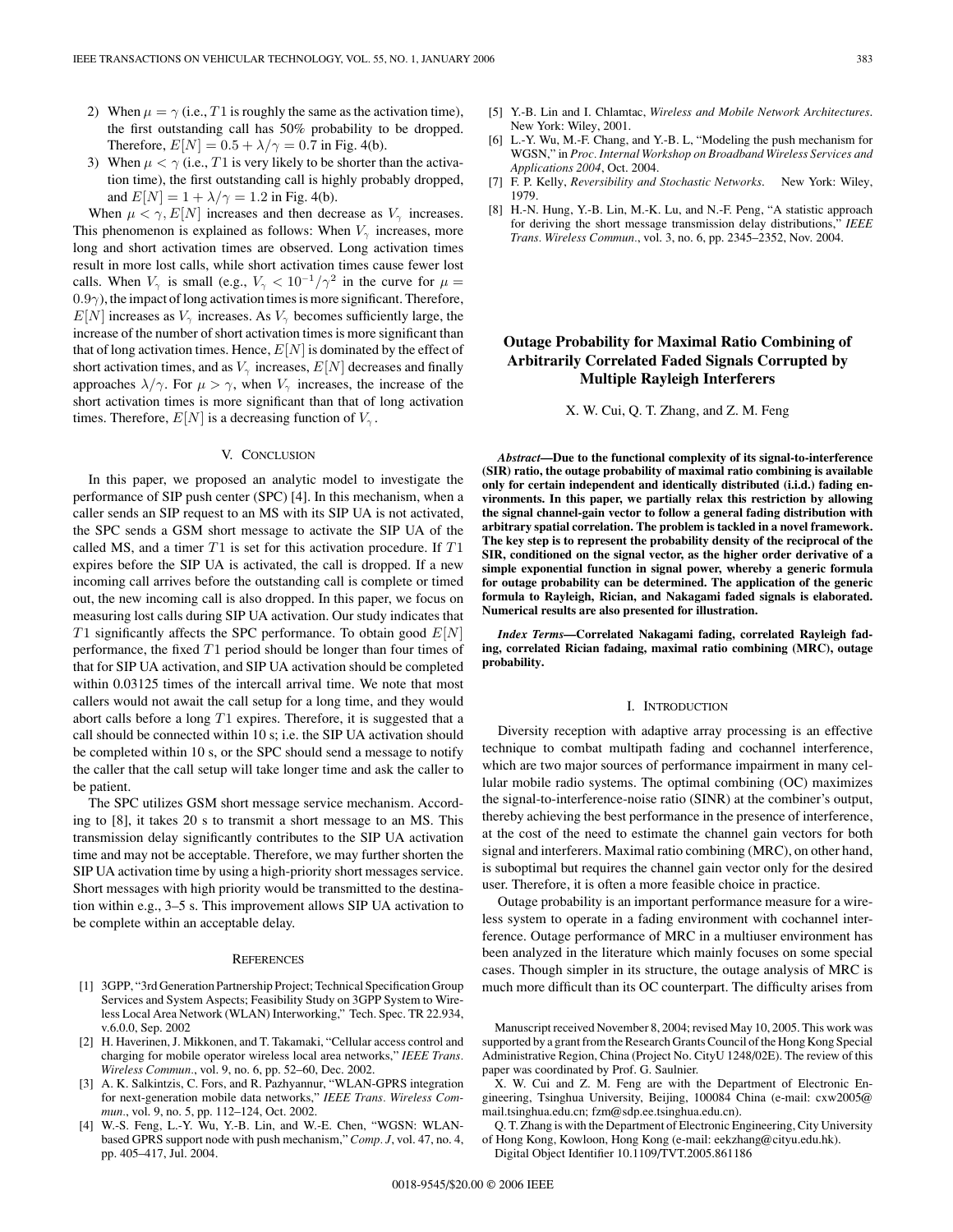2) When $\mu = \gamma$ (i.e., $T1$ is roughly the same as the activation time), the first outstanding call has 50% probability to be dropped. Therefore, $E[N] = 0.5 + \lambda/\gamma = 0.7$ in Fig. 4(b).

3) When $\mu < \gamma$ (i.e., $T1$ is very likely to be shorter than the activation time), the first outstanding call is highly probably dropped, and $E[N] = 1 + \lambda/\gamma = 1.2$ in Fig. 4(b).

When $\mu < \gamma, E[N]$ increases and then decrease as $V_\gamma$ increases. This phenomenon is explained as follows: When $V_\gamma$ increases, more long and short activation times are observed. Long activation times result in more lost calls, while short activation times cause fewer lost calls. When $V_\gamma$ is small (e.g., $V_\gamma < 10^{-1}/\gamma^2$ in the curve for $\mu = 0.9\gamma$), the impact of long activation times is more significant. Therefore, $E[N]$ increases as $V_\gamma$ increases. As $V_\gamma$ becomes sufficiently large, the increase of the number of short activation times is more significant than that of long activation times. Hence, $E[N]$ is dominated by the effect of short activation times, and as $V_\gamma$ increases, $E[N]$ decreases and finally approaches $\lambda/\gamma$. For $\mu > \gamma$, when $V_\gamma$ increases, the increase of the short activation times is more significant than that of long activation times. Therefore, $E[N]$ is a decreasing function of $V_\gamma$.

## V. Conclusion

In this paper, we proposed an analytic model to investigate the performance of SIP push center (SPC) [4]. In this mechanism, when a caller sends an SIP request to an MS with its SIP UA is not activated, the SPC sends a GSM short message to activate the SIP UA of the called MS, and a timer $T1$ is set for this activation procedure. If $T1$ expires before the SIP UA is activated, the call is dropped. If a new incoming call arrives before the outstanding call is complete or timed out, the new incoming call is also dropped. In this paper, we focus on measuring lost calls during SIP UA activation. Our study indicates that $T1$ significantly affects the SPC performance. To obtain good $E[N]$ performance, the fixed $T1$ period should be longer than four times of that for SIP UA activation, and SIP UA activation should be completed within 0.03125 times of the intercall arrival time. We note that most callers would not await the call setup for a long time, and they would abort calls before a long $T1$ expires. Therefore, it is suggested that a call should be connected within 10 s; i.e. the SIP UA activation should be completed within 10 s, or the SPC should send a message to notify the caller that the call setup will take longer time and ask the caller to be patient.

The SPC utilizes GSM short message service mechanism. According to [8], it takes 20 s to transmit a short message to an MS. This transmission delay significantly contributes to the SIP UA activation time and may not be acceptable. Therefore, we may further shorten the SIP UA activation time by using a high-priority short messages service. Short messages with high priority would be transmitted to the destination within e.g., 3–5 s. This improvement allows SIP UA activation to be complete within an acceptable delay.

## References

[1] 3GPP, "3rd Generation Partnership Project; Technical Specification Group Services and System Aspects; Feasibility Study on 3GPP System to Wireless Local Area Network (WLAN) Interworking," Tech. Spec. TR 22.934, v.6.0.0, Sep. 2002

[2] H. Haverinen, J. Mikkonen, and T. Takamaki, "Cellular access control and charging for mobile operator wireless local area networks," *IEEE Trans. Wireless Commun.*, vol. 9, no. 6, pp. 52–60, Dec. 2002.

[3] A. K. Salkintzis, C. Fors, and R. Pazhyannur, "WLAN-GPRS integration for next-generation mobile data networks," *IEEE Trans. Wireless Commun.*, vol. 9, no. 5, pp. 112–124, Oct. 2002.

[4] W.-S. Feng, L.-Y. Wu, Y.-B. Lin, and W.-E. Chen, "WGSN: WLAN-based GPRS support node with push mechanism," *Comp. J*, vol. 47, no. 4, pp. 405–417, Jul. 2004.

[5] Y.-B. Lin and I. Chlamtac, *Wireless and Mobile Network Architectures*. New York: Wiley, 2001.

[6] L.-Y. Wu, M.-F. Chang, and Y.-B. L, "Modeling the push mechanism for WGSN," in *Proc. Internal Workshop on Broadband Wireless Services and Applications 2004*, Oct. 2004.

[7] F. P. Kelly, *Reversibility and Stochastic Networks*. New York: Wiley, 1979.

[8] H.-N. Hung, Y.-B. Lin, M.-K. Lu, and N.-F. Peng, "A statistic approach for deriving the short message transmission delay distributions," *IEEE Trans. Wireless Commun.*, vol. 3, no. 6, pp. 2345–2352, Nov. 2004.

# Outage Probability for Maximal Ratio Combining of Arbitrarily Correlated Faded Signals Corrupted by Multiple Rayleigh Interferers

X. W. Cui, Q. T. Zhang, and Z. M. Feng

***Abstract*—Due to the functional complexity of its signal-to-interference (SIR) ratio, the outage probability of maximal ratio combining is available only for certain independent and identically distributed (i.i.d.) fading environments. In this paper, we partially relax this restriction by allowing the signal channel-gain vector to follow a general fading distribution with arbitrary spatial correlation. The problem is tackled in a novel framework. The key step is to represent the probability density of the reciprocal of the SIR, conditioned on the signal vector, as the higher order derivative of a simple exponential function in signal power, whereby a generic formula for outage probability can be determined. The application of the generic formula to Rayleigh, Rician, and Nakagami faded signals is elaborated. Numerical results are also presented for illustration.**

***Index Terms*—Correlated Nakagami fading, correlated Rayleigh fading, correlated Rician fadaing, maximal ratio combining (MRC), outage probability.**

## I. Introduction

Diversity reception with adaptive array processing is an effective technique to combat multipath fading and cochannel interference, which are two major sources of performance impairment in many cellular mobile radio systems. The optimal combining (OC) maximizes the signal-to-interference-noise ratio (SINR) at the combiner's output, thereby achieving the best performance in the presence of interference, at the cost of the need to estimate the channel gain vectors for both signal and interferers. Maximal ratio combining (MRC), on other hand, is suboptimal but requires the channel gain vector only for the desired user. Therefore, it is often a more feasible choice in practice.

Outage probability is an important performance measure for a wireless system to operate in a fading environment with cochannel interference. Outage performance of MRC in a multiuser environment has been analyzed in the literature which mainly focuses on some special cases. Though simpler in its structure, the outage analysis of MRC is much more difficult than its OC counterpart. The difficulty arises from

Manuscript received November 8, 2004; revised May 10, 2005. This work was supported by a grant from the Research Grants Council of the Hong Kong Special Administrative Region, China (Project No. CityU 1248/02E). The review of this paper was coordinated by Prof. G. Saulnier.

X. W. Cui and Z. M. Feng are with the Department of Electronic Engineering, Tsinghua University, Beijing, 100084 China (e-mail: cxw2005@mail.tsinghua.edu.cn; fzm@sdp.ee.tsinghua.edu.cn).

Q. T. Zhang is with the Department of Electronic Engineering, City University of Hong Kong, Kowloon, Hong Kong (e-mail: eekzhang@cityu.edu.hk).

Digital Object Identifier 10.1109/TVT.2005.861186